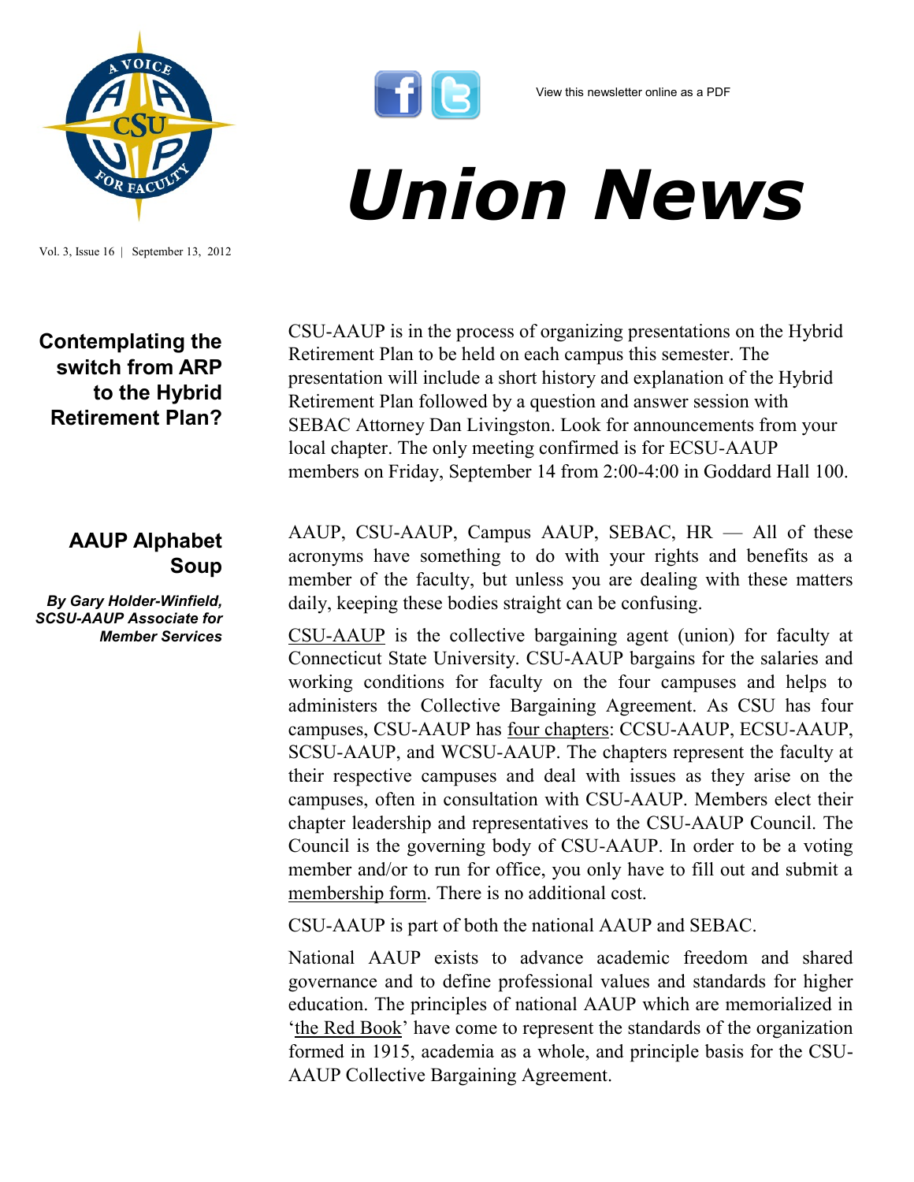View this newsletter online as a PDF

# Union News

Vol. 3, Issue 16 | September 13, 2012

## Contemplating the switch from ARP to the Hybrid Retirement Plan?

CSU-AAUP is in the process of organizing presentations on the Hybrid Retirement Plan to be held on each campus this semester. The presentation will include a short history and explanation of the Hybrid Retirement Plan followed by a question and answer session with SEBAC Attorney Dan Livingston. Look for announcements from your local chapter. The only meeting confirmed is for ECSU-AAUP members on Friday, September 14 from 2:00-4:00 in Goddard Hall 100.

## AAUP Alphabet Soup

***By Gary Holder-Winfield, SCSU-AAUP Associate for Member Services***

AAUP, CSU-AAUP, Campus AAUP, SEBAC, HR — All of these acronyms have something to do with your rights and benefits as a member of the faculty, but unless you are dealing with these matters daily, keeping these bodies straight can be confusing.

CSU-AAUP is the collective bargaining agent (union) for faculty at Connecticut State University. CSU-AAUP bargains for the salaries and working conditions for faculty on the four campuses and helps to administers the Collective Bargaining Agreement. As CSU has four campuses, CSU-AAUP has four chapters: CCSU-AAUP, ECSU-AAUP, SCSU-AAUP, and WCSU-AAUP. The chapters represent the faculty at their respective campuses and deal with issues as they arise on the campuses, often in consultation with CSU-AAUP. Members elect their chapter leadership and representatives to the CSU-AAUP Council. The Council is the governing body of CSU-AAUP. In order to be a voting member and/or to run for office, you only have to fill out and submit a membership form. There is no additional cost.

CSU-AAUP is part of both the national AAUP and SEBAC.

National AAUP exists to advance academic freedom and shared governance and to define professional values and standards for higher education. The principles of national AAUP which are memorialized in 'the Red Book' have come to represent the standards of the organization formed in 1915, academia as a whole, and principle basis for the CSU-AAUP Collective Bargaining Agreement.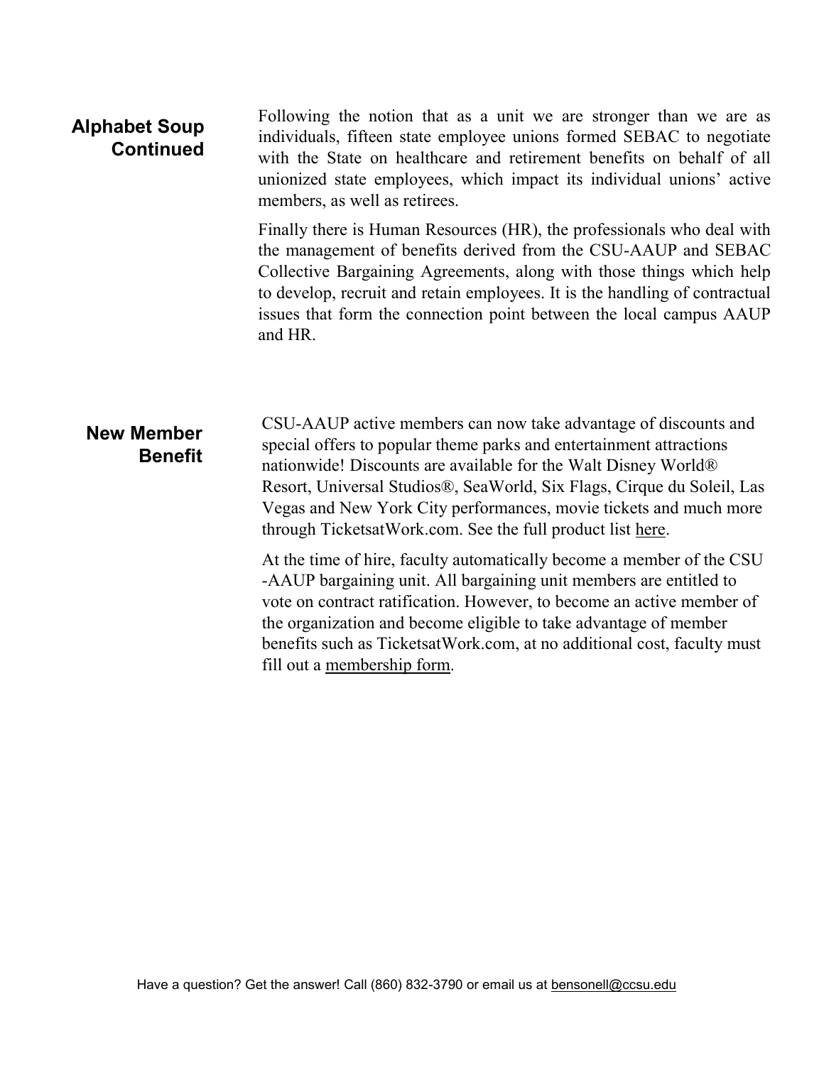## Alphabet Soup Continued

Following the notion that as a unit we are stronger than we are as individuals, fifteen state employee unions formed SEBAC to negotiate with the State on healthcare and retirement benefits on behalf of all unionized state employees, which impact its individual unions' active members, as well as retirees.

Finally there is Human Resources (HR), the professionals who deal with the management of benefits derived from the CSU-AAUP and SEBAC Collective Bargaining Agreements, along with those things which help to develop, recruit and retain employees. It is the handling of contractual issues that form the connection point between the local campus AAUP and HR.

## New Member Benefit

CSU-AAUP active members can now take advantage of discounts and special offers to popular theme parks and entertainment attractions nationwide! Discounts are available for the Walt Disney World® Resort, Universal Studios®, SeaWorld, Six Flags, Cirque du Soleil, Las Vegas and New York City performances, movie tickets and much more through TicketsatWork.com. See the full product list here.

At the time of hire, faculty automatically become a member of the CSU-AAUP bargaining unit. All bargaining unit members are entitled to vote on contract ratification. However, to become an active member of the organization and become eligible to take advantage of member benefits such as TicketsatWork.com, at no additional cost, faculty must fill out a membership form.

Have a question? Get the answer! Call (860) 832-3790 or email us at bensonell@ccsu.edu